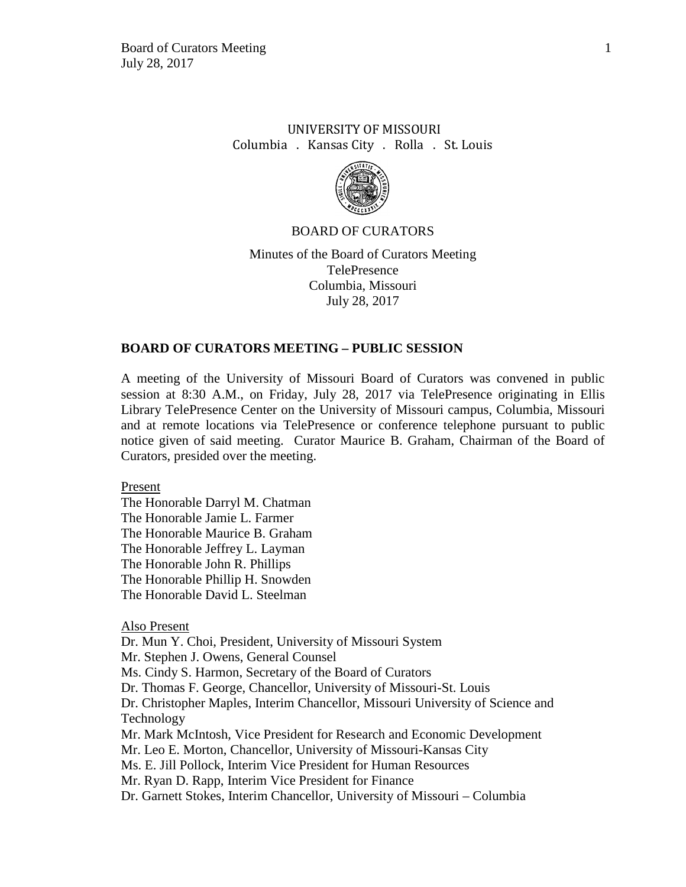UNIVERSITY OF MISSOURI
Columbia . Kansas City . Rolla . St. Louis

BOARD OF CURATORS

Minutes of the Board of Curators Meeting
TelePresence
Columbia, Missouri
July 28, 2017

## BOARD OF CURATORS MEETING – PUBLIC SESSION

A meeting of the University of Missouri Board of Curators was convened in public session at 8:30 A.M., on Friday, July 28, 2017 via TelePresence originating in Ellis Library TelePresence Center on the University of Missouri campus, Columbia, Missouri and at remote locations via TelePresence or conference telephone pursuant to public notice given of said meeting. Curator Maurice B. Graham, Chairman of the Board of Curators, presided over the meeting.

Present
The Honorable Darryl M. Chatman
The Honorable Jamie L. Farmer
The Honorable Maurice B. Graham
The Honorable Jeffrey L. Layman
The Honorable John R. Phillips
The Honorable Phillip H. Snowden
The Honorable David L. Steelman

Also Present
Dr. Mun Y. Choi, President, University of Missouri System
Mr. Stephen J. Owens, General Counsel
Ms. Cindy S. Harmon, Secretary of the Board of Curators
Dr. Thomas F. George, Chancellor, University of Missouri-St. Louis
Dr. Christopher Maples, Interim Chancellor, Missouri University of Science and Technology
Mr. Mark McIntosh, Vice President for Research and Economic Development
Mr. Leo E. Morton, Chancellor, University of Missouri-Kansas City
Ms. E. Jill Pollock, Interim Vice President for Human Resources
Mr. Ryan D. Rapp, Interim Vice President for Finance
Dr. Garnett Stokes, Interim Chancellor, University of Missouri – Columbia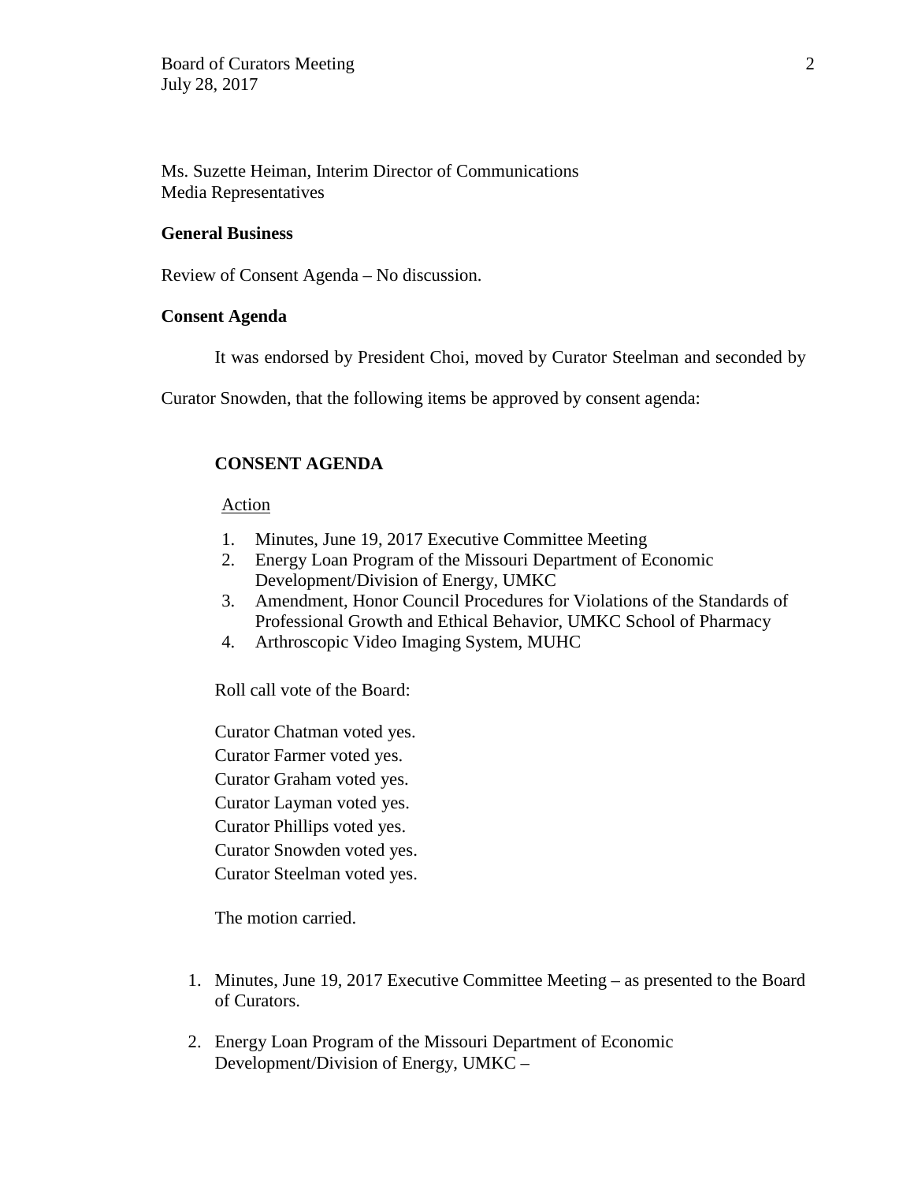Ms. Suzette Heiman, Interim Director of Communications
Media Representatives

**General Business**

Review of Consent Agenda – No discussion.

**Consent Agenda**

It was endorsed by President Choi, moved by Curator Steelman and seconded by Curator Snowden, that the following items be approved by consent agenda:

**CONSENT AGENDA**

Action

1. Minutes, June 19, 2017 Executive Committee Meeting
2. Energy Loan Program of the Missouri Department of Economic Development/Division of Energy, UMKC
3. Amendment, Honor Council Procedures for Violations of the Standards of Professional Growth and Ethical Behavior, UMKC School of Pharmacy
4. Arthroscopic Video Imaging System, MUHC

Roll call vote of the Board:

Curator Chatman voted yes.
Curator Farmer voted yes.
Curator Graham voted yes.
Curator Layman voted yes.
Curator Phillips voted yes.
Curator Snowden voted yes.
Curator Steelman voted yes.

The motion carried.

1. Minutes, June 19, 2017 Executive Committee Meeting – as presented to the Board of Curators.

2. Energy Loan Program of the Missouri Department of Economic Development/Division of Energy, UMKC –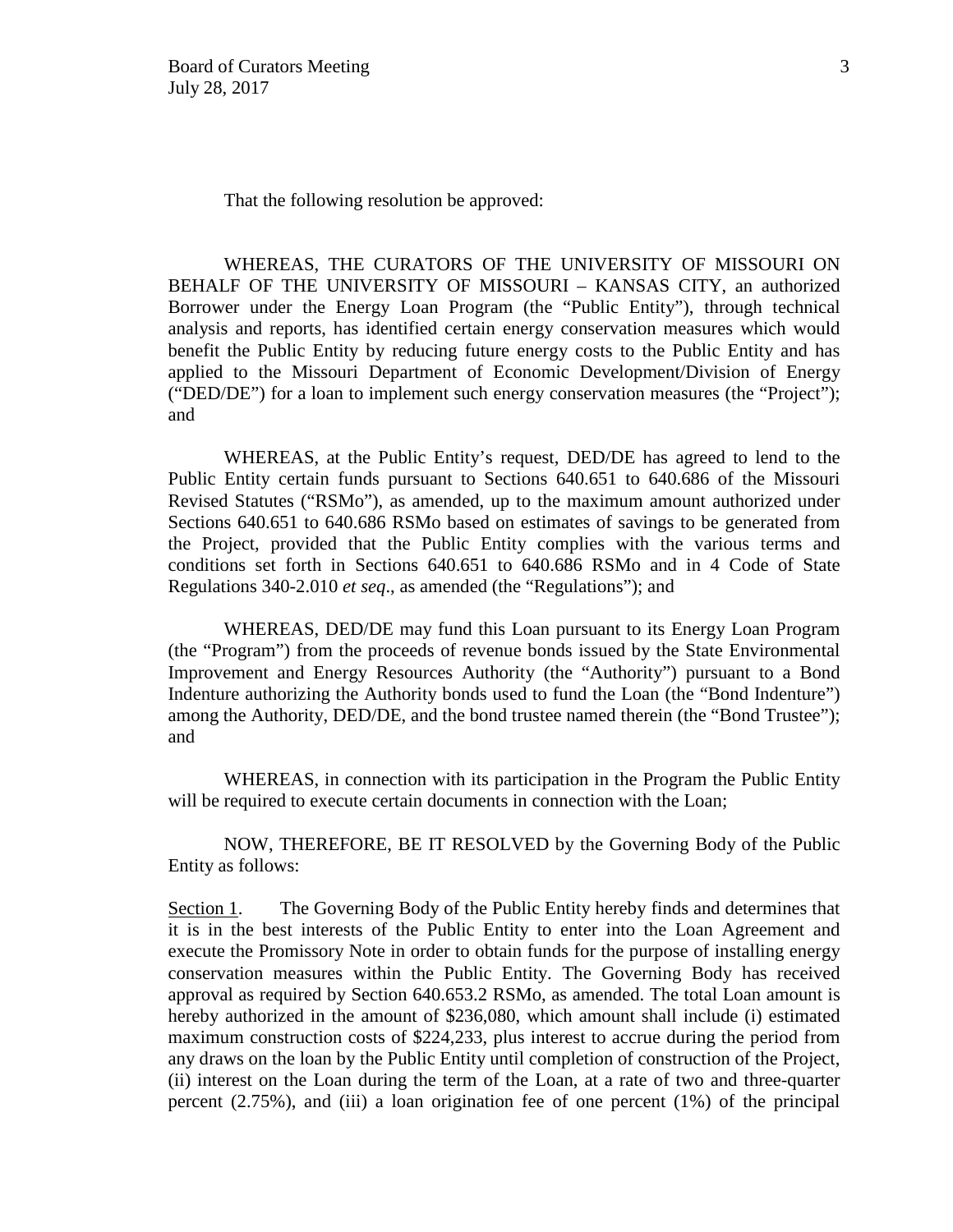That the following resolution be approved:

WHEREAS, THE CURATORS OF THE UNIVERSITY OF MISSOURI ON BEHALF OF THE UNIVERSITY OF MISSOURI – KANSAS CITY, an authorized Borrower under the Energy Loan Program (the "Public Entity"), through technical analysis and reports, has identified certain energy conservation measures which would benefit the Public Entity by reducing future energy costs to the Public Entity and has applied to the Missouri Department of Economic Development/Division of Energy ("DED/DE") for a loan to implement such energy conservation measures (the "Project"); and

WHEREAS, at the Public Entity's request, DED/DE has agreed to lend to the Public Entity certain funds pursuant to Sections 640.651 to 640.686 of the Missouri Revised Statutes ("RSMo"), as amended, up to the maximum amount authorized under Sections 640.651 to 640.686 RSMo based on estimates of savings to be generated from the Project, provided that the Public Entity complies with the various terms and conditions set forth in Sections 640.651 to 640.686 RSMo and in 4 Code of State Regulations 340-2.010 *et seq*., as amended (the "Regulations"); and

WHEREAS, DED/DE may fund this Loan pursuant to its Energy Loan Program (the "Program") from the proceeds of revenue bonds issued by the State Environmental Improvement and Energy Resources Authority (the "Authority") pursuant to a Bond Indenture authorizing the Authority bonds used to fund the Loan (the "Bond Indenture") among the Authority, DED/DE, and the bond trustee named therein (the "Bond Trustee"); and

WHEREAS, in connection with its participation in the Program the Public Entity will be required to execute certain documents in connection with the Loan;

NOW, THEREFORE, BE IT RESOLVED by the Governing Body of the Public Entity as follows:

Section 1. The Governing Body of the Public Entity hereby finds and determines that it is in the best interests of the Public Entity to enter into the Loan Agreement and execute the Promissory Note in order to obtain funds for the purpose of installing energy conservation measures within the Public Entity. The Governing Body has received approval as required by Section 640.653.2 RSMo, as amended. The total Loan amount is hereby authorized in the amount of $236,080, which amount shall include (i) estimated maximum construction costs of $224,233, plus interest to accrue during the period from any draws on the loan by the Public Entity until completion of construction of the Project, (ii) interest on the Loan during the term of the Loan, at a rate of two and three-quarter percent (2.75%), and (iii) a loan origination fee of one percent (1%) of the principal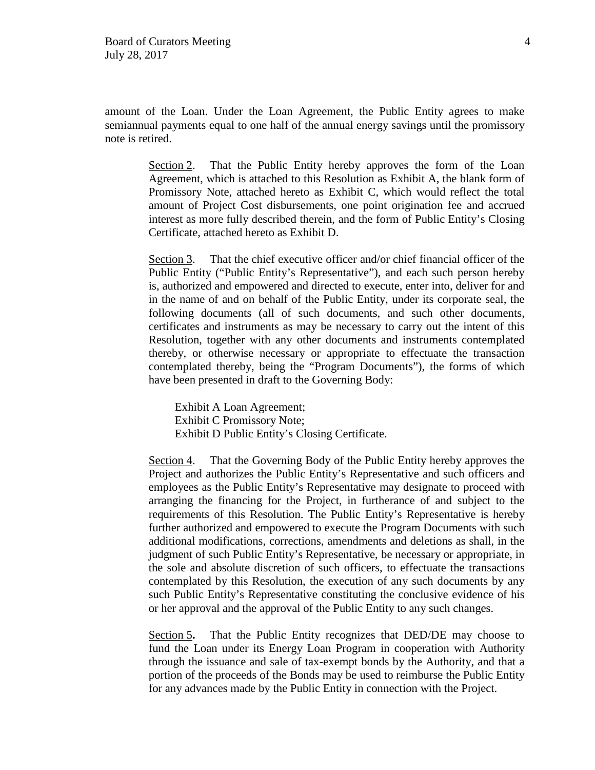amount of the Loan. Under the Loan Agreement, the Public Entity agrees to make semiannual payments equal to one half of the annual energy savings until the promissory note is retired.

Section 2. That the Public Entity hereby approves the form of the Loan Agreement, which is attached to this Resolution as Exhibit A, the blank form of Promissory Note, attached hereto as Exhibit C, which would reflect the total amount of Project Cost disbursements, one point origination fee and accrued interest as more fully described therein, and the form of Public Entity's Closing Certificate, attached hereto as Exhibit D.

Section 3. That the chief executive officer and/or chief financial officer of the Public Entity ("Public Entity's Representative"), and each such person hereby is, authorized and empowered and directed to execute, enter into, deliver for and in the name of and on behalf of the Public Entity, under its corporate seal, the following documents (all of such documents, and such other documents, certificates and instruments as may be necessary to carry out the intent of this Resolution, together with any other documents and instruments contemplated thereby, or otherwise necessary or appropriate to effectuate the transaction contemplated thereby, being the "Program Documents"), the forms of which have been presented in draft to the Governing Body:

Exhibit A Loan Agreement;
Exhibit C Promissory Note;
Exhibit D Public Entity's Closing Certificate.

Section 4. That the Governing Body of the Public Entity hereby approves the Project and authorizes the Public Entity's Representative and such officers and employees as the Public Entity's Representative may designate to proceed with arranging the financing for the Project, in furtherance of and subject to the requirements of this Resolution. The Public Entity's Representative is hereby further authorized and empowered to execute the Program Documents with such additional modifications, corrections, amendments and deletions as shall, in the judgment of such Public Entity's Representative, be necessary or appropriate, in the sole and absolute discretion of such officers, to effectuate the transactions contemplated by this Resolution, the execution of any such documents by any such Public Entity's Representative constituting the conclusive evidence of his or her approval and the approval of the Public Entity to any such changes.

Section 5. That the Public Entity recognizes that DED/DE may choose to fund the Loan under its Energy Loan Program in cooperation with Authority through the issuance and sale of tax-exempt bonds by the Authority, and that a portion of the proceeds of the Bonds may be used to reimburse the Public Entity for any advances made by the Public Entity in connection with the Project.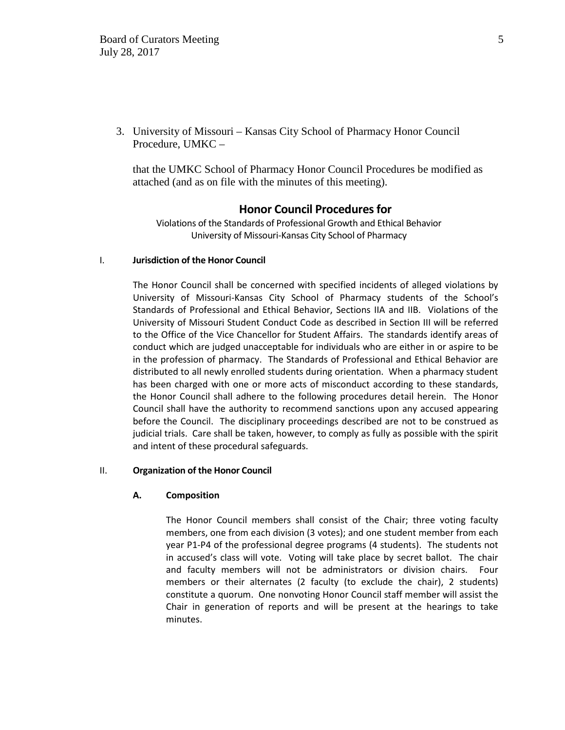3. University of Missouri – Kansas City School of Pharmacy Honor Council Procedure, UMKC –

   that the UMKC School of Pharmacy Honor Council Procedures be modified as attached (and as on file with the minutes of this meeting).

## Honor Council Procedures for

Violations of the Standards of Professional Growth and Ethical Behavior
University of Missouri-Kansas City School of Pharmacy

### I. Jurisdiction of the Honor Council

The Honor Council shall be concerned with specified incidents of alleged violations by University of Missouri-Kansas City School of Pharmacy students of the School's Standards of Professional and Ethical Behavior, Sections IIA and IIB. Violations of the University of Missouri Student Conduct Code as described in Section III will be referred to the Office of the Vice Chancellor for Student Affairs. The standards identify areas of conduct which are judged unacceptable for individuals who are either in or aspire to be in the profession of pharmacy. The Standards of Professional and Ethical Behavior are distributed to all newly enrolled students during orientation. When a pharmacy student has been charged with one or more acts of misconduct according to these standards, the Honor Council shall adhere to the following procedures detail herein. The Honor Council shall have the authority to recommend sanctions upon any accused appearing before the Council. The disciplinary proceedings described are not to be construed as judicial trials. Care shall be taken, however, to comply as fully as possible with the spirit and intent of these procedural safeguards.

### II. Organization of the Honor Council

#### A. Composition

The Honor Council members shall consist of the Chair; three voting faculty members, one from each division (3 votes); and one student member from each year P1-P4 of the professional degree programs (4 students). The students not in accused's class will vote. Voting will take place by secret ballot. The chair and faculty members will not be administrators or division chairs. Four members or their alternates (2 faculty (to exclude the chair), 2 students) constitute a quorum. One nonvoting Honor Council staff member will assist the Chair in generation of reports and will be present at the hearings to take minutes.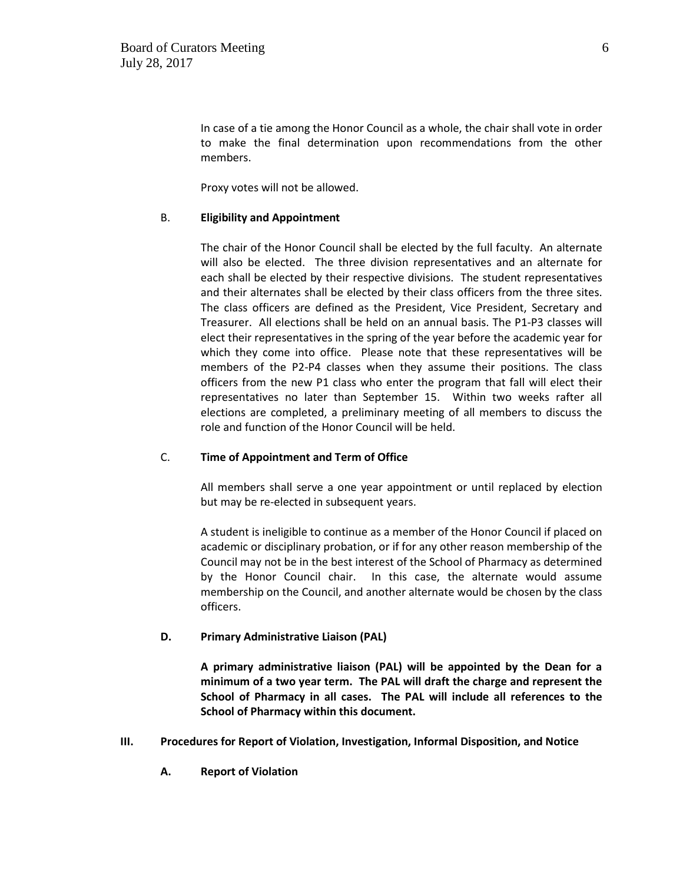In case of a tie among the Honor Council as a whole, the chair shall vote in order to make the final determination upon recommendations from the other members.

Proxy votes will not be allowed.

B. **Eligibility and Appointment**

The chair of the Honor Council shall be elected by the full faculty. An alternate will also be elected. The three division representatives and an alternate for each shall be elected by their respective divisions. The student representatives and their alternates shall be elected by their class officers from the three sites. The class officers are defined as the President, Vice President, Secretary and Treasurer. All elections shall be held on an annual basis. The P1-P3 classes will elect their representatives in the spring of the year before the academic year for which they come into office. Please note that these representatives will be members of the P2-P4 classes when they assume their positions. The class officers from the new P1 class who enter the program that fall will elect their representatives no later than September 15. Within two weeks rafter all elections are completed, a preliminary meeting of all members to discuss the role and function of the Honor Council will be held.

C. **Time of Appointment and Term of Office**

All members shall serve a one year appointment or until replaced by election but may be re-elected in subsequent years.

A student is ineligible to continue as a member of the Honor Council if placed on academic or disciplinary probation, or if for any other reason membership of the Council may not be in the best interest of the School of Pharmacy as determined by the Honor Council chair. In this case, the alternate would assume membership on the Council, and another alternate would be chosen by the class officers.

**D. Primary Administrative Liaison (PAL)**

**A primary administrative liaison (PAL) will be appointed by the Dean for a minimum of a two year term. The PAL will draft the charge and represent the School of Pharmacy in all cases. The PAL will include all references to the School of Pharmacy within this document.**

## III. Procedures for Report of Violation, Investigation, Informal Disposition, and Notice

### A. Report of Violation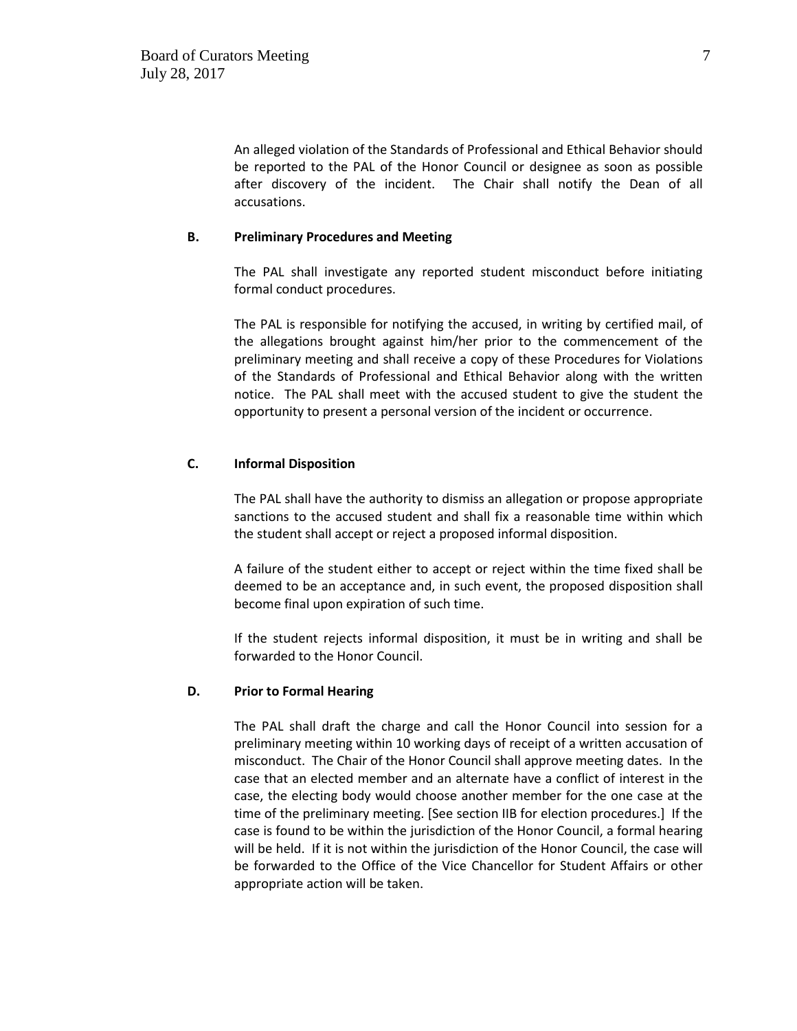An alleged violation of the Standards of Professional and Ethical Behavior should be reported to the PAL of the Honor Council or designee as soon as possible after discovery of the incident. The Chair shall notify the Dean of all accusations.

**B. Preliminary Procedures and Meeting**

The PAL shall investigate any reported student misconduct before initiating formal conduct procedures.

The PAL is responsible for notifying the accused, in writing by certified mail, of the allegations brought against him/her prior to the commencement of the preliminary meeting and shall receive a copy of these Procedures for Violations of the Standards of Professional and Ethical Behavior along with the written notice. The PAL shall meet with the accused student to give the student the opportunity to present a personal version of the incident or occurrence.

**C. Informal Disposition**

The PAL shall have the authority to dismiss an allegation or propose appropriate sanctions to the accused student and shall fix a reasonable time within which the student shall accept or reject a proposed informal disposition.

A failure of the student either to accept or reject within the time fixed shall be deemed to be an acceptance and, in such event, the proposed disposition shall become final upon expiration of such time.

If the student rejects informal disposition, it must be in writing and shall be forwarded to the Honor Council.

**D. Prior to Formal Hearing**

The PAL shall draft the charge and call the Honor Council into session for a preliminary meeting within 10 working days of receipt of a written accusation of misconduct. The Chair of the Honor Council shall approve meeting dates. In the case that an elected member and an alternate have a conflict of interest in the case, the electing body would choose another member for the one case at the time of the preliminary meeting. [See section IIB for election procedures.] If the case is found to be within the jurisdiction of the Honor Council, a formal hearing will be held. If it is not within the jurisdiction of the Honor Council, the case will be forwarded to the Office of the Vice Chancellor for Student Affairs or other appropriate action will be taken.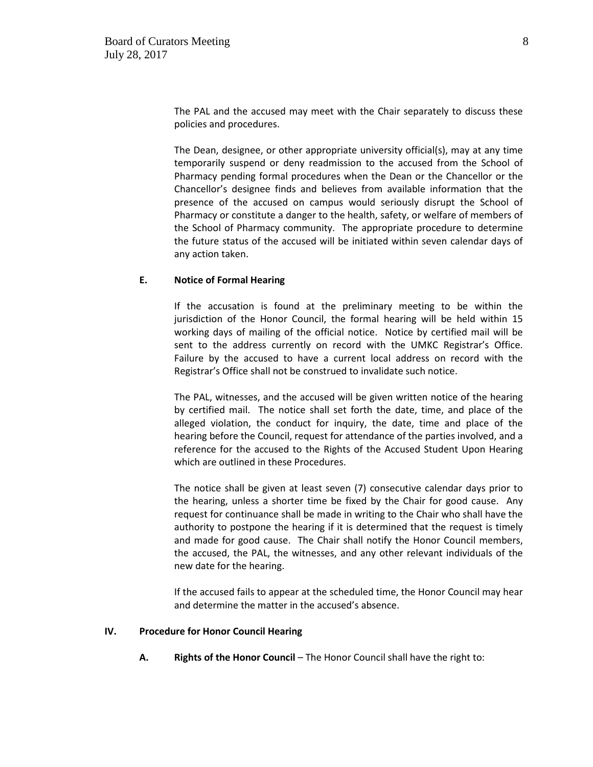The PAL and the accused may meet with the Chair separately to discuss these policies and procedures.

The Dean, designee, or other appropriate university official(s), may at any time temporarily suspend or deny readmission to the accused from the School of Pharmacy pending formal procedures when the Dean or the Chancellor or the Chancellor's designee finds and believes from available information that the presence of the accused on campus would seriously disrupt the School of Pharmacy or constitute a danger to the health, safety, or welfare of members of the School of Pharmacy community. The appropriate procedure to determine the future status of the accused will be initiated within seven calendar days of any action taken.

### E. Notice of Formal Hearing

If the accusation is found at the preliminary meeting to be within the jurisdiction of the Honor Council, the formal hearing will be held within 15 working days of mailing of the official notice. Notice by certified mail will be sent to the address currently on record with the UMKC Registrar's Office. Failure by the accused to have a current local address on record with the Registrar's Office shall not be construed to invalidate such notice.

The PAL, witnesses, and the accused will be given written notice of the hearing by certified mail. The notice shall set forth the date, time, and place of the alleged violation, the conduct for inquiry, the date, time and place of the hearing before the Council, request for attendance of the parties involved, and a reference for the accused to the Rights of the Accused Student Upon Hearing which are outlined in these Procedures.

The notice shall be given at least seven (7) consecutive calendar days prior to the hearing, unless a shorter time be fixed by the Chair for good cause. Any request for continuance shall be made in writing to the Chair who shall have the authority to postpone the hearing if it is determined that the request is timely and made for good cause. The Chair shall notify the Honor Council members, the accused, the PAL, the witnesses, and any other relevant individuals of the new date for the hearing.

If the accused fails to appear at the scheduled time, the Honor Council may hear and determine the matter in the accused's absence.

## IV. Procedure for Honor Council Hearing

**A. Rights of the Honor Council** – The Honor Council shall have the right to: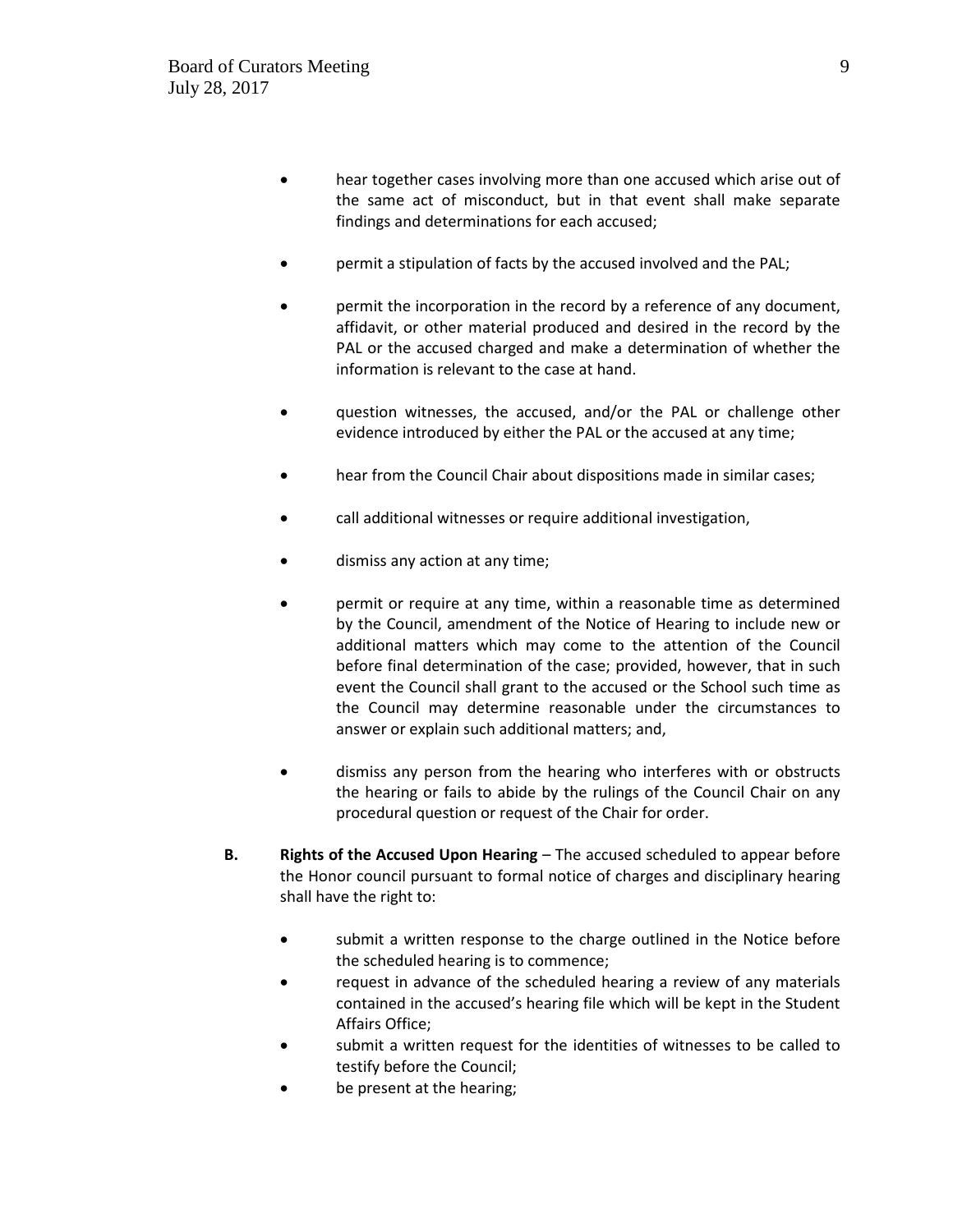- hear together cases involving more than one accused which arise out of the same act of misconduct, but in that event shall make separate findings and determinations for each accused;

- permit a stipulation of facts by the accused involved and the PAL;

- permit the incorporation in the record by a reference of any document, affidavit, or other material produced and desired in the record by the PAL or the accused charged and make a determination of whether the information is relevant to the case at hand.

- question witnesses, the accused, and/or the PAL or challenge other evidence introduced by either the PAL or the accused at any time;

- hear from the Council Chair about dispositions made in similar cases;

- call additional witnesses or require additional investigation,

- dismiss any action at any time;

- permit or require at any time, within a reasonable time as determined by the Council, amendment of the Notice of Hearing to include new or additional matters which may come to the attention of the Council before final determination of the case; provided, however, that in such event the Council shall grant to the accused or the School such time as the Council may determine reasonable under the circumstances to answer or explain such additional matters; and,

- dismiss any person from the hearing who interferes with or obstructs the hearing or fails to abide by the rulings of the Council Chair on any procedural question or request of the Chair for order.

**B. Rights of the Accused Upon Hearing** – The accused scheduled to appear before the Honor council pursuant to formal notice of charges and disciplinary hearing shall have the right to:

- submit a written response to the charge outlined in the Notice before the scheduled hearing is to commence;
- request in advance of the scheduled hearing a review of any materials contained in the accused's hearing file which will be kept in the Student Affairs Office;
- submit a written request for the identities of witnesses to be called to testify before the Council;
- be present at the hearing;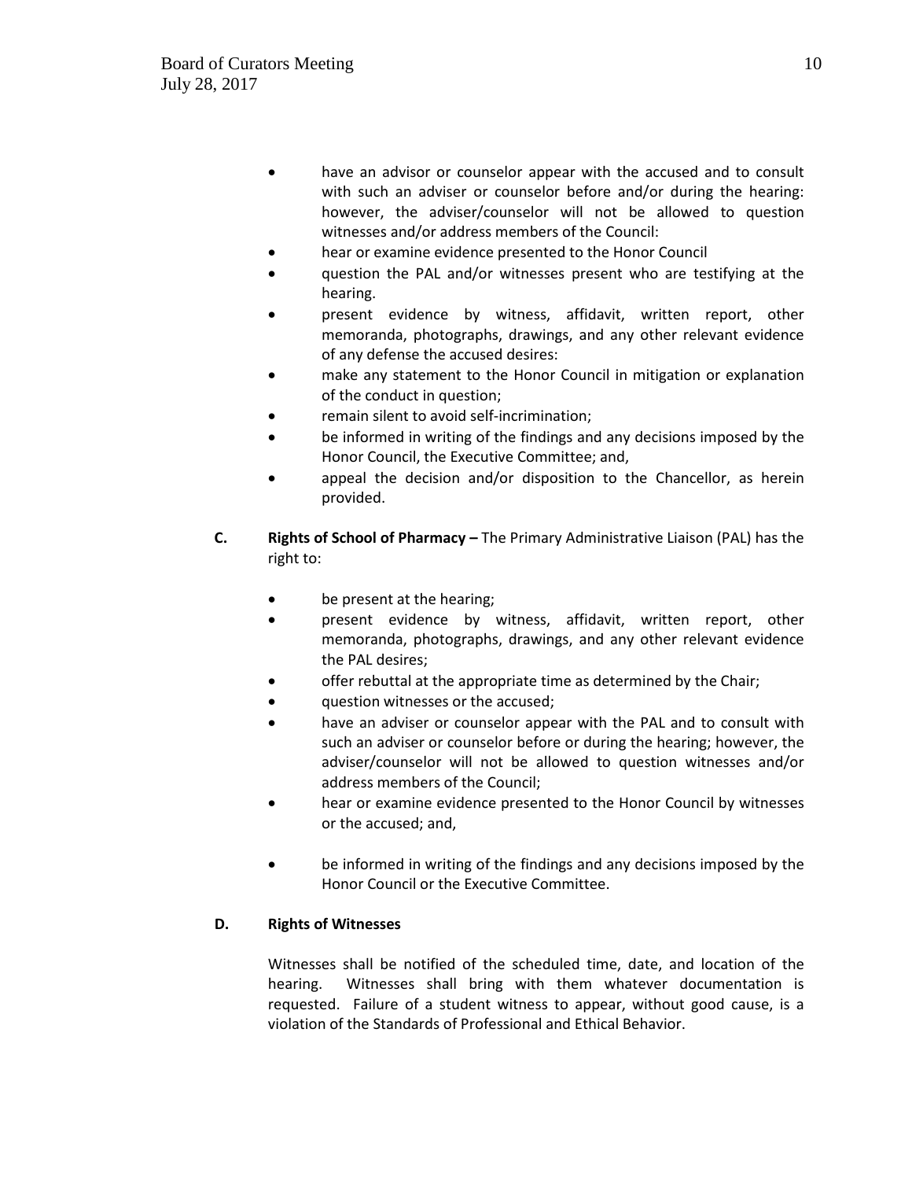- have an advisor or counselor appear with the accused and to consult with such an adviser or counselor before and/or during the hearing: however, the adviser/counselor will not be allowed to question witnesses and/or address members of the Council:
- hear or examine evidence presented to the Honor Council
- question the PAL and/or witnesses present who are testifying at the hearing.
- present evidence by witness, affidavit, written report, other memoranda, photographs, drawings, and any other relevant evidence of any defense the accused desires:
- make any statement to the Honor Council in mitigation or explanation of the conduct in question;
- remain silent to avoid self-incrimination;
- be informed in writing of the findings and any decisions imposed by the Honor Council, the Executive Committee; and,
- appeal the decision and/or disposition to the Chancellor, as herein provided.

**C. Rights of School of Pharmacy –** The Primary Administrative Liaison (PAL) has the right to:

- be present at the hearing;
- present evidence by witness, affidavit, written report, other memoranda, photographs, drawings, and any other relevant evidence the PAL desires;
- offer rebuttal at the appropriate time as determined by the Chair;
- question witnesses or the accused;
- have an adviser or counselor appear with the PAL and to consult with such an adviser or counselor before or during the hearing; however, the adviser/counselor will not be allowed to question witnesses and/or address members of the Council;
- hear or examine evidence presented to the Honor Council by witnesses or the accused; and,
- be informed in writing of the findings and any decisions imposed by the Honor Council or the Executive Committee.

**D. Rights of Witnesses**

Witnesses shall be notified of the scheduled time, date, and location of the hearing. Witnesses shall bring with them whatever documentation is requested. Failure of a student witness to appear, without good cause, is a violation of the Standards of Professional and Ethical Behavior.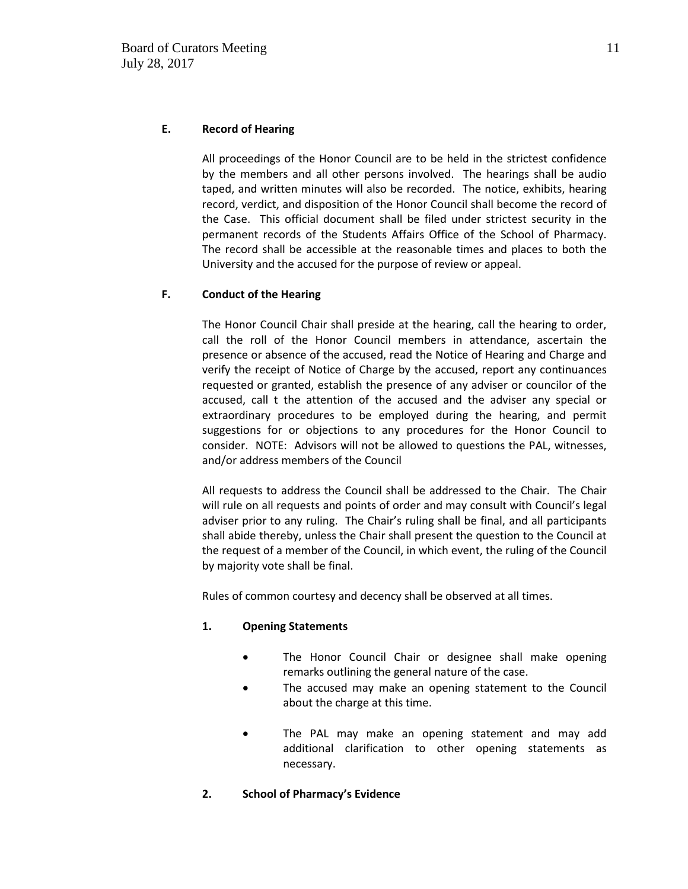### E. Record of Hearing

All proceedings of the Honor Council are to be held in the strictest confidence by the members and all other persons involved. The hearings shall be audio taped, and written minutes will also be recorded. The notice, exhibits, hearing record, verdict, and disposition of the Honor Council shall become the record of the Case. This official document shall be filed under strictest security in the permanent records of the Students Affairs Office of the School of Pharmacy. The record shall be accessible at the reasonable times and places to both the University and the accused for the purpose of review or appeal.

### F. Conduct of the Hearing

The Honor Council Chair shall preside at the hearing, call the hearing to order, call the roll of the Honor Council members in attendance, ascertain the presence or absence of the accused, read the Notice of Hearing and Charge and verify the receipt of Notice of Charge by the accused, report any continuances requested or granted, establish the presence of any adviser or councilor of the accused, call t the attention of the accused and the adviser any special or extraordinary procedures to be employed during the hearing, and permit suggestions for or objections to any procedures for the Honor Council to consider. NOTE: Advisors will not be allowed to questions the PAL, witnesses, and/or address members of the Council

All requests to address the Council shall be addressed to the Chair. The Chair will rule on all requests and points of order and may consult with Council's legal adviser prior to any ruling. The Chair's ruling shall be final, and all participants shall abide thereby, unless the Chair shall present the question to the Council at the request of a member of the Council, in which event, the ruling of the Council by majority vote shall be final.

Rules of common courtesy and decency shall be observed at all times.

#### 1. Opening Statements

- The Honor Council Chair or designee shall make opening remarks outlining the general nature of the case.
- The accused may make an opening statement to the Council about the charge at this time.
- The PAL may make an opening statement and may add additional clarification to other opening statements as necessary.

#### 2. School of Pharmacy's Evidence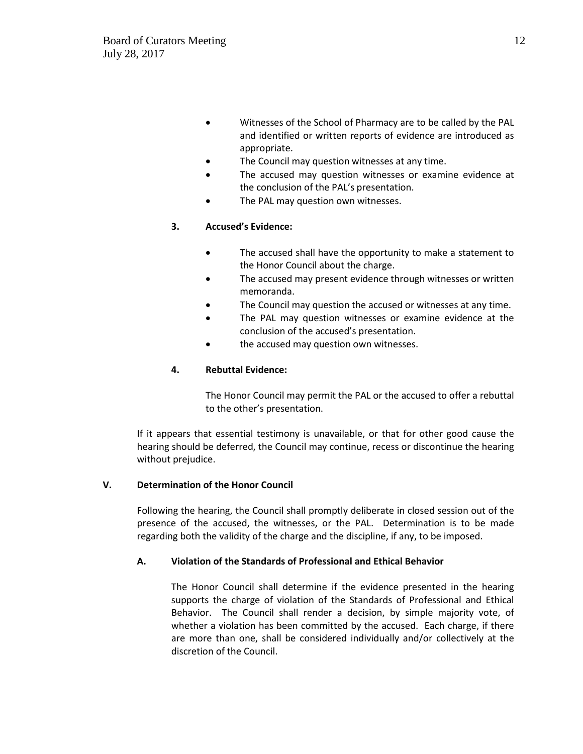- Witnesses of the School of Pharmacy are to be called by the PAL and identified or written reports of evidence are introduced as appropriate.
- The Council may question witnesses at any time.
- The accused may question witnesses or examine evidence at the conclusion of the PAL's presentation.
- The PAL may question own witnesses.

**3. Accused's Evidence:**

- The accused shall have the opportunity to make a statement to the Honor Council about the charge.
- The accused may present evidence through witnesses or written memoranda.
- The Council may question the accused or witnesses at any time.
- The PAL may question witnesses or examine evidence at the conclusion of the accused's presentation.
- the accused may question own witnesses.

**4. Rebuttal Evidence:**

The Honor Council may permit the PAL or the accused to offer a rebuttal to the other's presentation.

If it appears that essential testimony is unavailable, or that for other good cause the hearing should be deferred, the Council may continue, recess or discontinue the hearing without prejudice.

## V. Determination of the Honor Council

Following the hearing, the Council shall promptly deliberate in closed session out of the presence of the accused, the witnesses, or the PAL. Determination is to be made regarding both the validity of the charge and the discipline, if any, to be imposed.

### A. Violation of the Standards of Professional and Ethical Behavior

The Honor Council shall determine if the evidence presented in the hearing supports the charge of violation of the Standards of Professional and Ethical Behavior. The Council shall render a decision, by simple majority vote, of whether a violation has been committed by the accused. Each charge, if there are more than one, shall be considered individually and/or collectively at the discretion of the Council.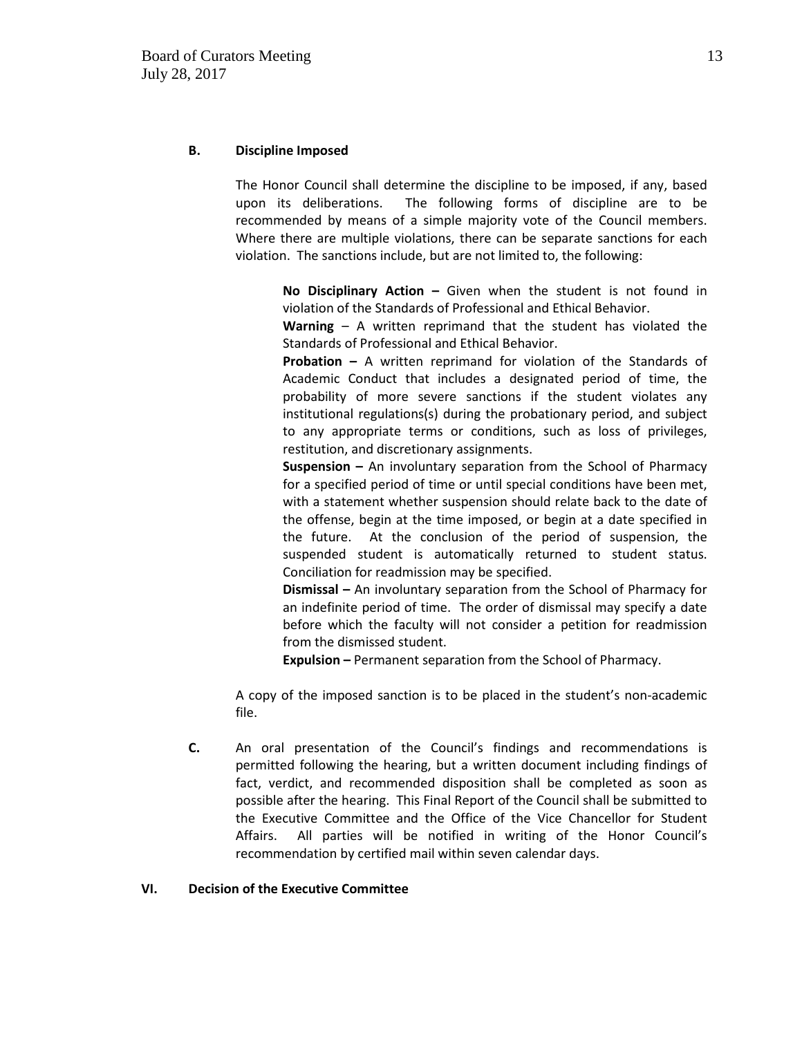**B. Discipline Imposed**

The Honor Council shall determine the discipline to be imposed, if any, based upon its deliberations. The following forms of discipline are to be recommended by means of a simple majority vote of the Council members. Where there are multiple violations, there can be separate sanctions for each violation. The sanctions include, but are not limited to, the following:

**No Disciplinary Action –** Given when the student is not found in violation of the Standards of Professional and Ethical Behavior.

**Warning** – A written reprimand that the student has violated the Standards of Professional and Ethical Behavior.

**Probation –** A written reprimand for violation of the Standards of Academic Conduct that includes a designated period of time, the probability of more severe sanctions if the student violates any institutional regulations(s) during the probationary period, and subject to any appropriate terms or conditions, such as loss of privileges, restitution, and discretionary assignments.

**Suspension –** An involuntary separation from the School of Pharmacy for a specified period of time or until special conditions have been met, with a statement whether suspension should relate back to the date of the offense, begin at the time imposed, or begin at a date specified in the future. At the conclusion of the period of suspension, the suspended student is automatically returned to student status. Conciliation for readmission may be specified.

**Dismissal –** An involuntary separation from the School of Pharmacy for an indefinite period of time. The order of dismissal may specify a date before which the faculty will not consider a petition for readmission from the dismissed student.

**Expulsion –** Permanent separation from the School of Pharmacy.

A copy of the imposed sanction is to be placed in the student's non-academic file.

**C.** An oral presentation of the Council's findings and recommendations is permitted following the hearing, but a written document including findings of fact, verdict, and recommended disposition shall be completed as soon as possible after the hearing. This Final Report of the Council shall be submitted to the Executive Committee and the Office of the Vice Chancellor for Student Affairs. All parties will be notified in writing of the Honor Council's recommendation by certified mail within seven calendar days.

**VI. Decision of the Executive Committee**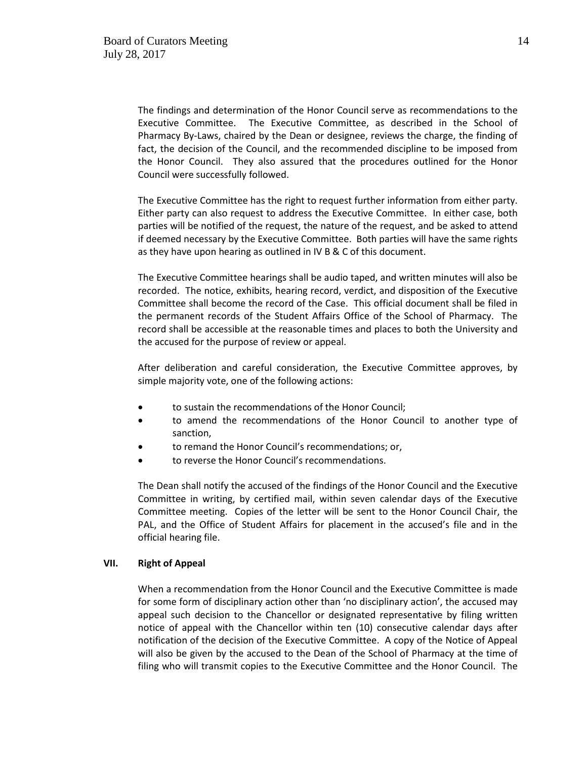The findings and determination of the Honor Council serve as recommendations to the Executive Committee. The Executive Committee, as described in the School of Pharmacy By-Laws, chaired by the Dean or designee, reviews the charge, the finding of fact, the decision of the Council, and the recommended discipline to be imposed from the Honor Council. They also assured that the procedures outlined for the Honor Council were successfully followed.

The Executive Committee has the right to request further information from either party. Either party can also request to address the Executive Committee. In either case, both parties will be notified of the request, the nature of the request, and be asked to attend if deemed necessary by the Executive Committee. Both parties will have the same rights as they have upon hearing as outlined in IV B & C of this document.

The Executive Committee hearings shall be audio taped, and written minutes will also be recorded. The notice, exhibits, hearing record, verdict, and disposition of the Executive Committee shall become the record of the Case. This official document shall be filed in the permanent records of the Student Affairs Office of the School of Pharmacy. The record shall be accessible at the reasonable times and places to both the University and the accused for the purpose of review or appeal.

After deliberation and careful consideration, the Executive Committee approves, by simple majority vote, one of the following actions:

- to sustain the recommendations of the Honor Council;
- to amend the recommendations of the Honor Council to another type of sanction,
- to remand the Honor Council's recommendations; or,
- to reverse the Honor Council's recommendations.

The Dean shall notify the accused of the findings of the Honor Council and the Executive Committee in writing, by certified mail, within seven calendar days of the Executive Committee meeting. Copies of the letter will be sent to the Honor Council Chair, the PAL, and the Office of Student Affairs for placement in the accused's file and in the official hearing file.

## VII. Right of Appeal

When a recommendation from the Honor Council and the Executive Committee is made for some form of disciplinary action other than 'no disciplinary action', the accused may appeal such decision to the Chancellor or designated representative by filing written notice of appeal with the Chancellor within ten (10) consecutive calendar days after notification of the decision of the Executive Committee. A copy of the Notice of Appeal will also be given by the accused to the Dean of the School of Pharmacy at the time of filing who will transmit copies to the Executive Committee and the Honor Council. The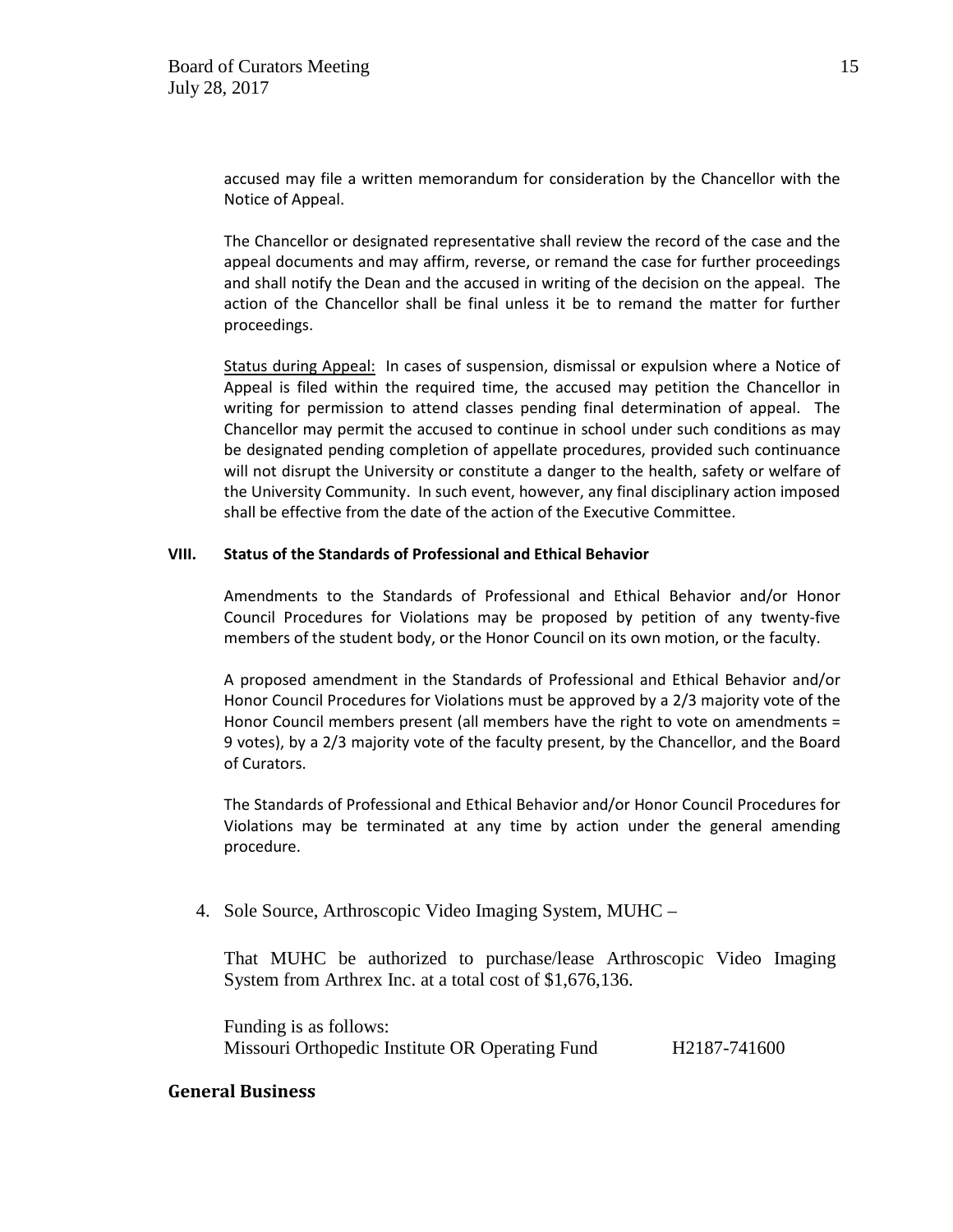accused may file a written memorandum for consideration by the Chancellor with the Notice of Appeal.

The Chancellor or designated representative shall review the record of the case and the appeal documents and may affirm, reverse, or remand the case for further proceedings and shall notify the Dean and the accused in writing of the decision on the appeal. The action of the Chancellor shall be final unless it be to remand the matter for further proceedings.

Status during Appeal: In cases of suspension, dismissal or expulsion where a Notice of Appeal is filed within the required time, the accused may petition the Chancellor in writing for permission to attend classes pending final determination of appeal. The Chancellor may permit the accused to continue in school under such conditions as may be designated pending completion of appellate procedures, provided such continuance will not disrupt the University or constitute a danger to the health, safety or welfare of the University Community. In such event, however, any final disciplinary action imposed shall be effective from the date of the action of the Executive Committee.

**VIII. Status of the Standards of Professional and Ethical Behavior**

Amendments to the Standards of Professional and Ethical Behavior and/or Honor Council Procedures for Violations may be proposed by petition of any twenty-five members of the student body, or the Honor Council on its own motion, or the faculty.

A proposed amendment in the Standards of Professional and Ethical Behavior and/or Honor Council Procedures for Violations must be approved by a 2/3 majority vote of the Honor Council members present (all members have the right to vote on amendments = 9 votes), by a 2/3 majority vote of the faculty present, by the Chancellor, and the Board of Curators.

The Standards of Professional and Ethical Behavior and/or Honor Council Procedures for Violations may be terminated at any time by action under the general amending procedure.

4. Sole Source, Arthroscopic Video Imaging System, MUHC –

   That MUHC be authorized to purchase/lease Arthroscopic Video Imaging System from Arthrex Inc. at a total cost of $1,676,136.

   Funding is as follows:
   Missouri Orthopedic Institute OR Operating Fund H2187-741600

## General Business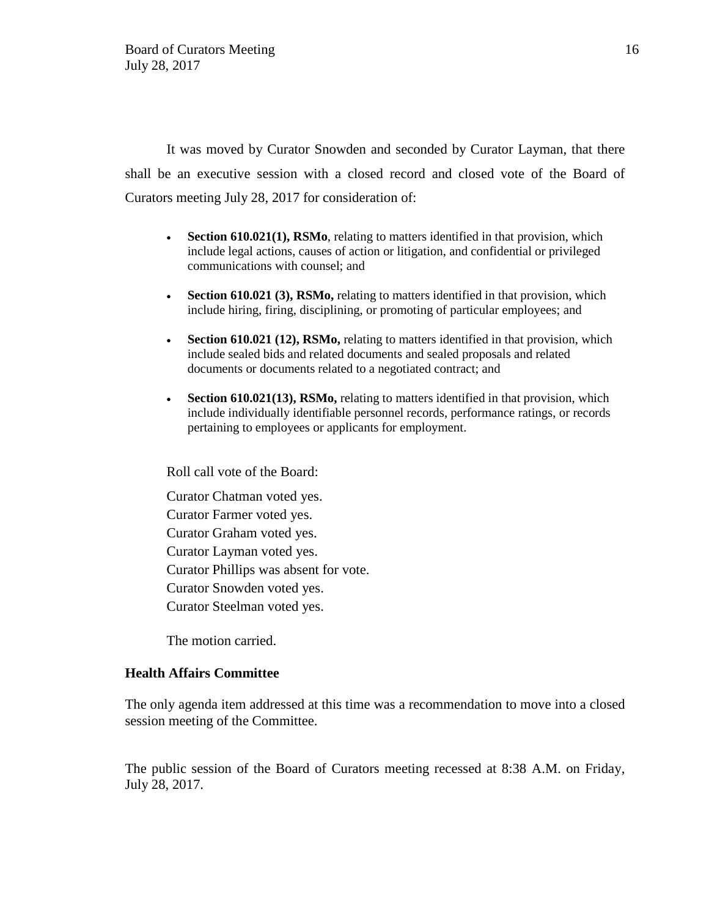It was moved by Curator Snowden and seconded by Curator Layman, that there shall be an executive session with a closed record and closed vote of the Board of Curators meeting July 28, 2017 for consideration of:

- **Section 610.021(1), RSMo**, relating to matters identified in that provision, which include legal actions, causes of action or litigation, and confidential or privileged communications with counsel; and
- **Section 610.021 (3), RSMo,** relating to matters identified in that provision, which include hiring, firing, disciplining, or promoting of particular employees; and
- **Section 610.021 (12), RSMo,** relating to matters identified in that provision, which include sealed bids and related documents and sealed proposals and related documents or documents related to a negotiated contract; and
- **Section 610.021(13), RSMo,** relating to matters identified in that provision, which include individually identifiable personnel records, performance ratings, or records pertaining to employees or applicants for employment.

Roll call vote of the Board:

Curator Chatman voted yes.
Curator Farmer voted yes.
Curator Graham voted yes.
Curator Layman voted yes.
Curator Phillips was absent for vote.
Curator Snowden voted yes.
Curator Steelman voted yes.

The motion carried.

**Health Affairs Committee**

The only agenda item addressed at this time was a recommendation to move into a closed session meeting of the Committee.

The public session of the Board of Curators meeting recessed at 8:38 A.M. on Friday, July 28, 2017.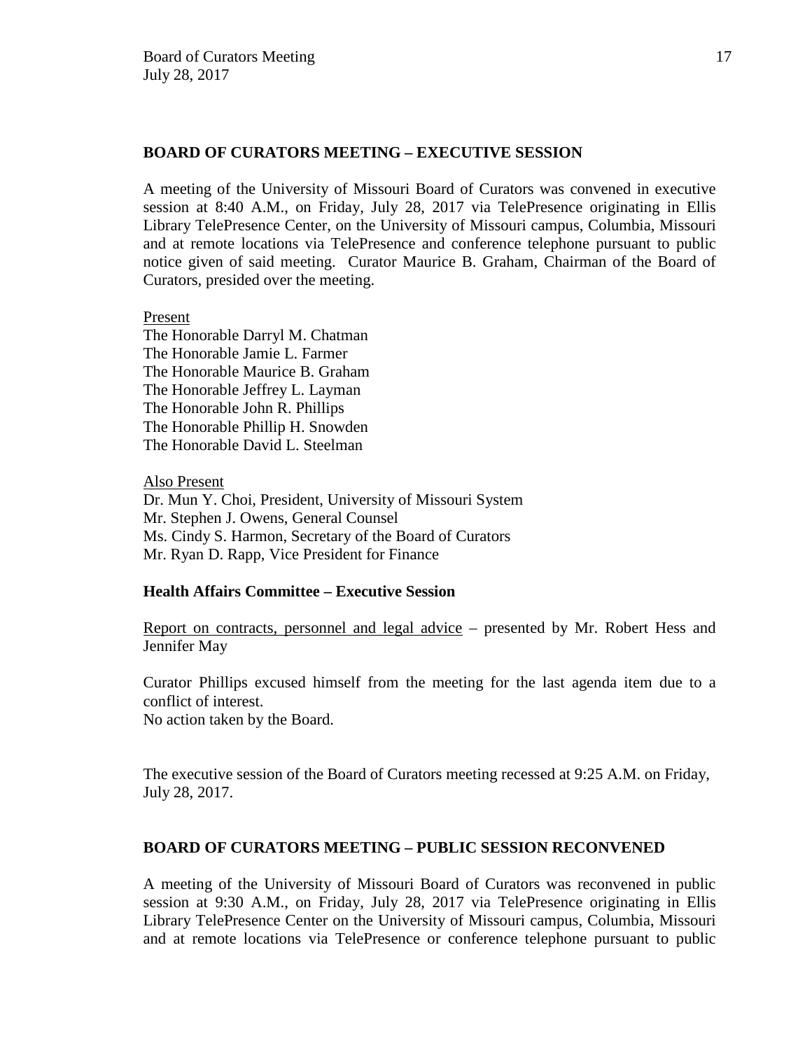## BOARD OF CURATORS MEETING – EXECUTIVE SESSION

A meeting of the University of Missouri Board of Curators was convened in executive session at 8:40 A.M., on Friday, July 28, 2017 via TelePresence originating in Ellis Library TelePresence Center, on the University of Missouri campus, Columbia, Missouri and at remote locations via TelePresence and conference telephone pursuant to public notice given of said meeting. Curator Maurice B. Graham, Chairman of the Board of Curators, presided over the meeting.

Present
The Honorable Darryl M. Chatman
The Honorable Jamie L. Farmer
The Honorable Maurice B. Graham
The Honorable Jeffrey L. Layman
The Honorable John R. Phillips
The Honorable Phillip H. Snowden
The Honorable David L. Steelman

Also Present
Dr. Mun Y. Choi, President, University of Missouri System
Mr. Stephen J. Owens, General Counsel
Ms. Cindy S. Harmon, Secretary of the Board of Curators
Mr. Ryan D. Rapp, Vice President for Finance

### Health Affairs Committee – Executive Session

Report on contracts, personnel and legal advice – presented by Mr. Robert Hess and Jennifer May

Curator Phillips excused himself from the meeting for the last agenda item due to a conflict of interest.
No action taken by the Board.

The executive session of the Board of Curators meeting recessed at 9:25 A.M. on Friday, July 28, 2017.

## BOARD OF CURATORS MEETING – PUBLIC SESSION RECONVENED

A meeting of the University of Missouri Board of Curators was reconvened in public session at 9:30 A.M., on Friday, July 28, 2017 via TelePresence originating in Ellis Library TelePresence Center on the University of Missouri campus, Columbia, Missouri and at remote locations via TelePresence or conference telephone pursuant to public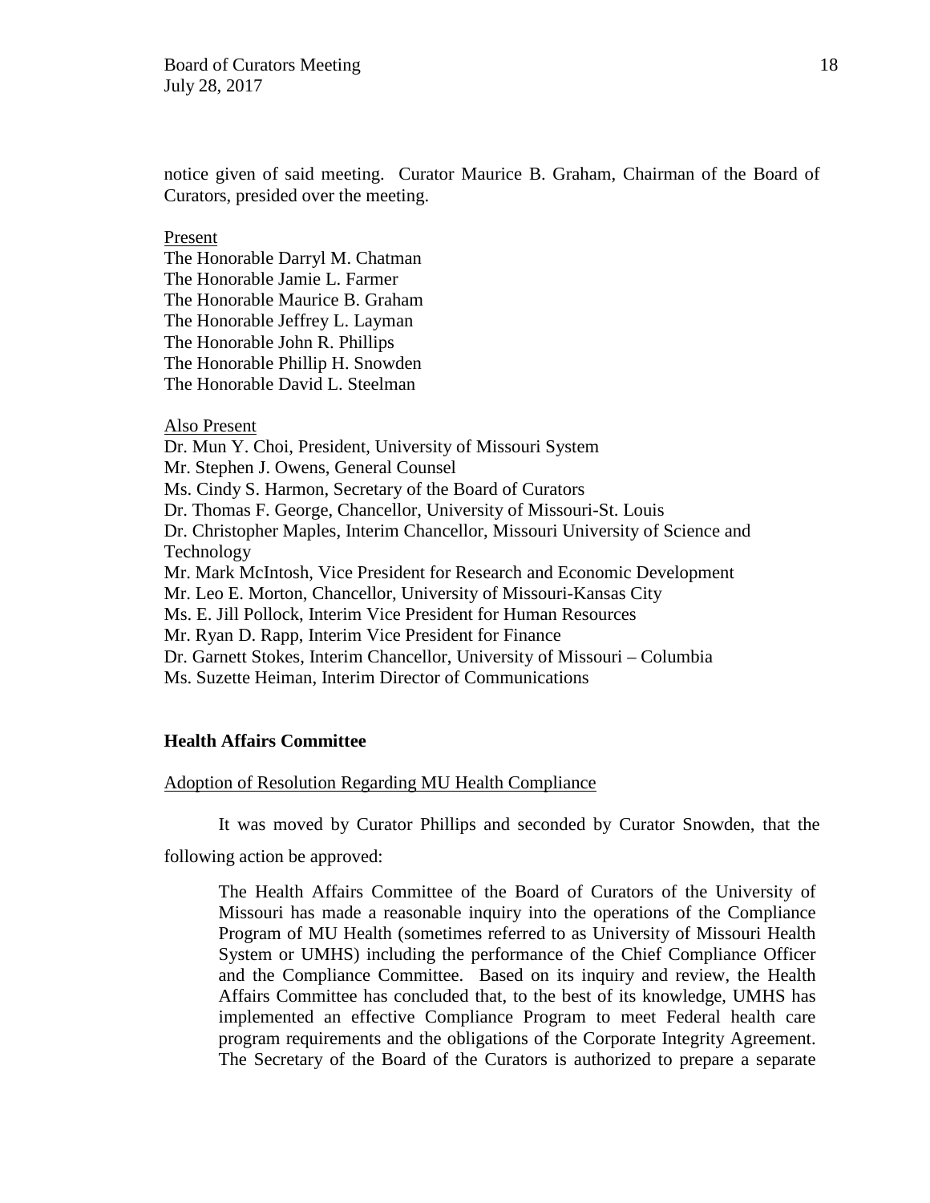notice given of said meeting. Curator Maurice B. Graham, Chairman of the Board of Curators, presided over the meeting.

Present

The Honorable Darryl M. Chatman
The Honorable Jamie L. Farmer
The Honorable Maurice B. Graham
The Honorable Jeffrey L. Layman
The Honorable John R. Phillips
The Honorable Phillip H. Snowden
The Honorable David L. Steelman

Also Present

Dr. Mun Y. Choi, President, University of Missouri System
Mr. Stephen J. Owens, General Counsel
Ms. Cindy S. Harmon, Secretary of the Board of Curators
Dr. Thomas F. George, Chancellor, University of Missouri-St. Louis
Dr. Christopher Maples, Interim Chancellor, Missouri University of Science and Technology
Mr. Mark McIntosh, Vice President for Research and Economic Development
Mr. Leo E. Morton, Chancellor, University of Missouri-Kansas City
Ms. E. Jill Pollock, Interim Vice President for Human Resources
Mr. Ryan D. Rapp, Interim Vice President for Finance
Dr. Garnett Stokes, Interim Chancellor, University of Missouri – Columbia
Ms. Suzette Heiman, Interim Director of Communications

**Health Affairs Committee**

Adoption of Resolution Regarding MU Health Compliance

It was moved by Curator Phillips and seconded by Curator Snowden, that the following action be approved:

> The Health Affairs Committee of the Board of Curators of the University of Missouri has made a reasonable inquiry into the operations of the Compliance Program of MU Health (sometimes referred to as University of Missouri Health System or UMHS) including the performance of the Chief Compliance Officer and the Compliance Committee. Based on its inquiry and review, the Health Affairs Committee has concluded that, to the best of its knowledge, UMHS has implemented an effective Compliance Program to meet Federal health care program requirements and the obligations of the Corporate Integrity Agreement. The Secretary of the Board of the Curators is authorized to prepare a separate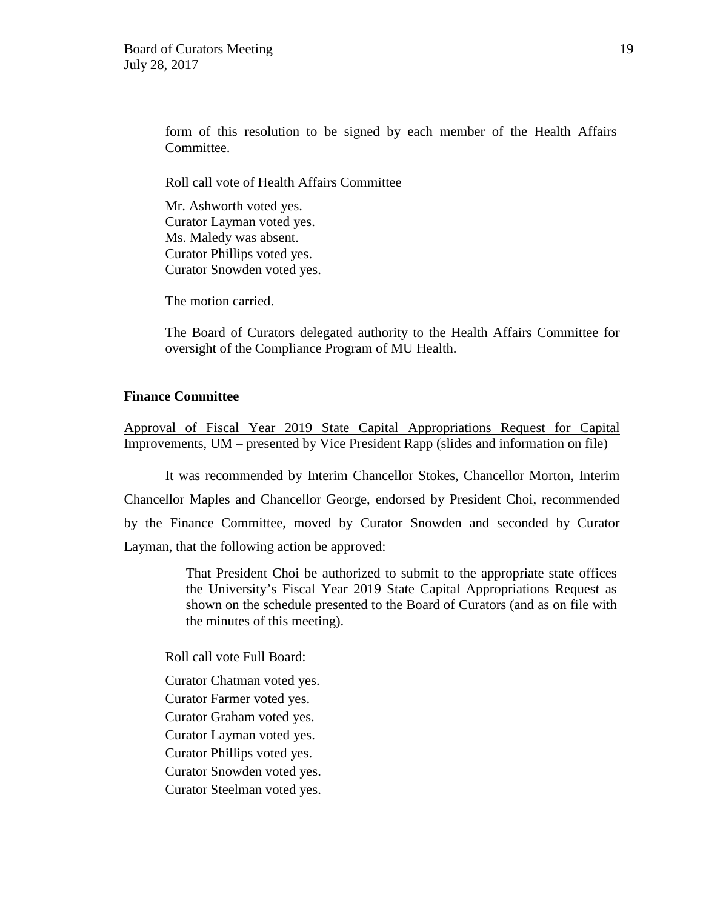form of this resolution to be signed by each member of the Health Affairs Committee.

Roll call vote of Health Affairs Committee

Mr. Ashworth voted yes.
Curator Layman voted yes.
Ms. Maledy was absent.
Curator Phillips voted yes.
Curator Snowden voted yes.

The motion carried.

The Board of Curators delegated authority to the Health Affairs Committee for oversight of the Compliance Program of MU Health.

**Finance Committee**

Approval of Fiscal Year 2019 State Capital Appropriations Request for Capital Improvements, UM – presented by Vice President Rapp (slides and information on file)

It was recommended by Interim Chancellor Stokes, Chancellor Morton, Interim Chancellor Maples and Chancellor George, endorsed by President Choi, recommended by the Finance Committee, moved by Curator Snowden and seconded by Curator Layman, that the following action be approved:

> That President Choi be authorized to submit to the appropriate state offices the University's Fiscal Year 2019 State Capital Appropriations Request as shown on the schedule presented to the Board of Curators (and as on file with the minutes of this meeting).

Roll call vote Full Board:

Curator Chatman voted yes.
Curator Farmer voted yes.
Curator Graham voted yes.
Curator Layman voted yes.
Curator Phillips voted yes.
Curator Snowden voted yes.
Curator Steelman voted yes.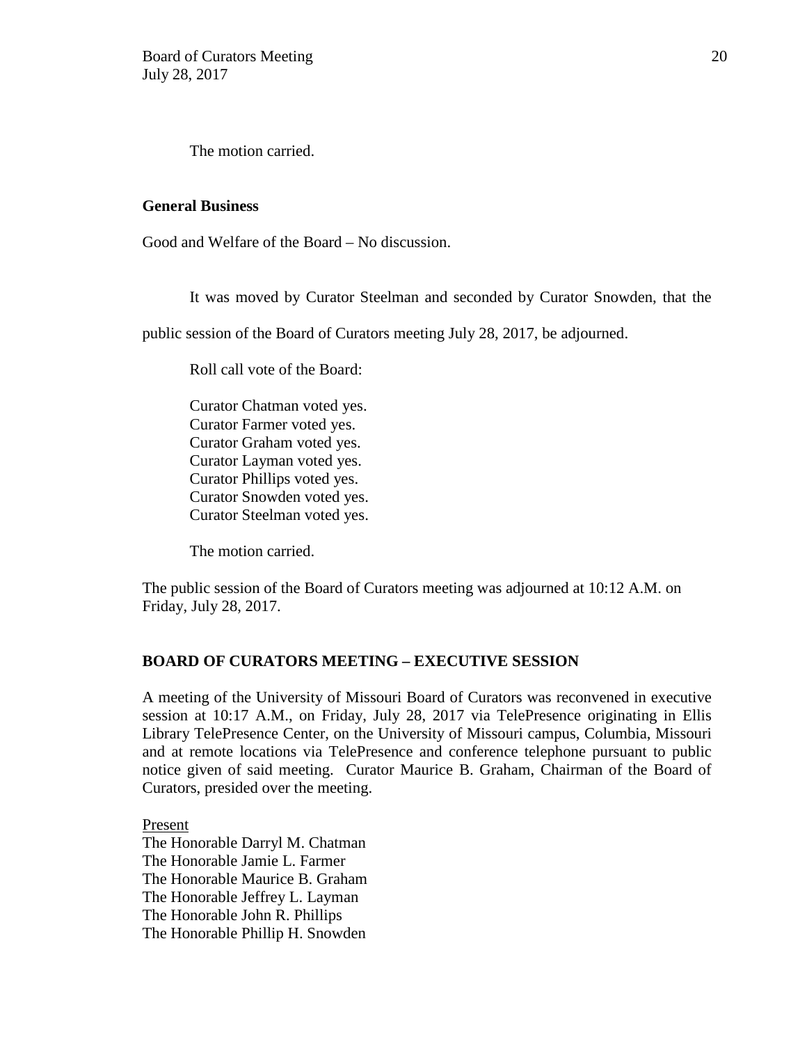The motion carried.

**General Business**

Good and Welfare of the Board – No discussion.

It was moved by Curator Steelman and seconded by Curator Snowden, that the public session of the Board of Curators meeting July 28, 2017, be adjourned.

Roll call vote of the Board:

Curator Chatman voted yes.
Curator Farmer voted yes.
Curator Graham voted yes.
Curator Layman voted yes.
Curator Phillips voted yes.
Curator Snowden voted yes.
Curator Steelman voted yes.

The motion carried.

The public session of the Board of Curators meeting was adjourned at 10:12 A.M. on Friday, July 28, 2017.

**BOARD OF CURATORS MEETING – EXECUTIVE SESSION**

A meeting of the University of Missouri Board of Curators was reconvened in executive session at 10:17 A.M., on Friday, July 28, 2017 via TelePresence originating in Ellis Library TelePresence Center, on the University of Missouri campus, Columbia, Missouri and at remote locations via TelePresence and conference telephone pursuant to public notice given of said meeting. Curator Maurice B. Graham, Chairman of the Board of Curators, presided over the meeting.

Present
The Honorable Darryl M. Chatman
The Honorable Jamie L. Farmer
The Honorable Maurice B. Graham
The Honorable Jeffrey L. Layman
The Honorable John R. Phillips
The Honorable Phillip H. Snowden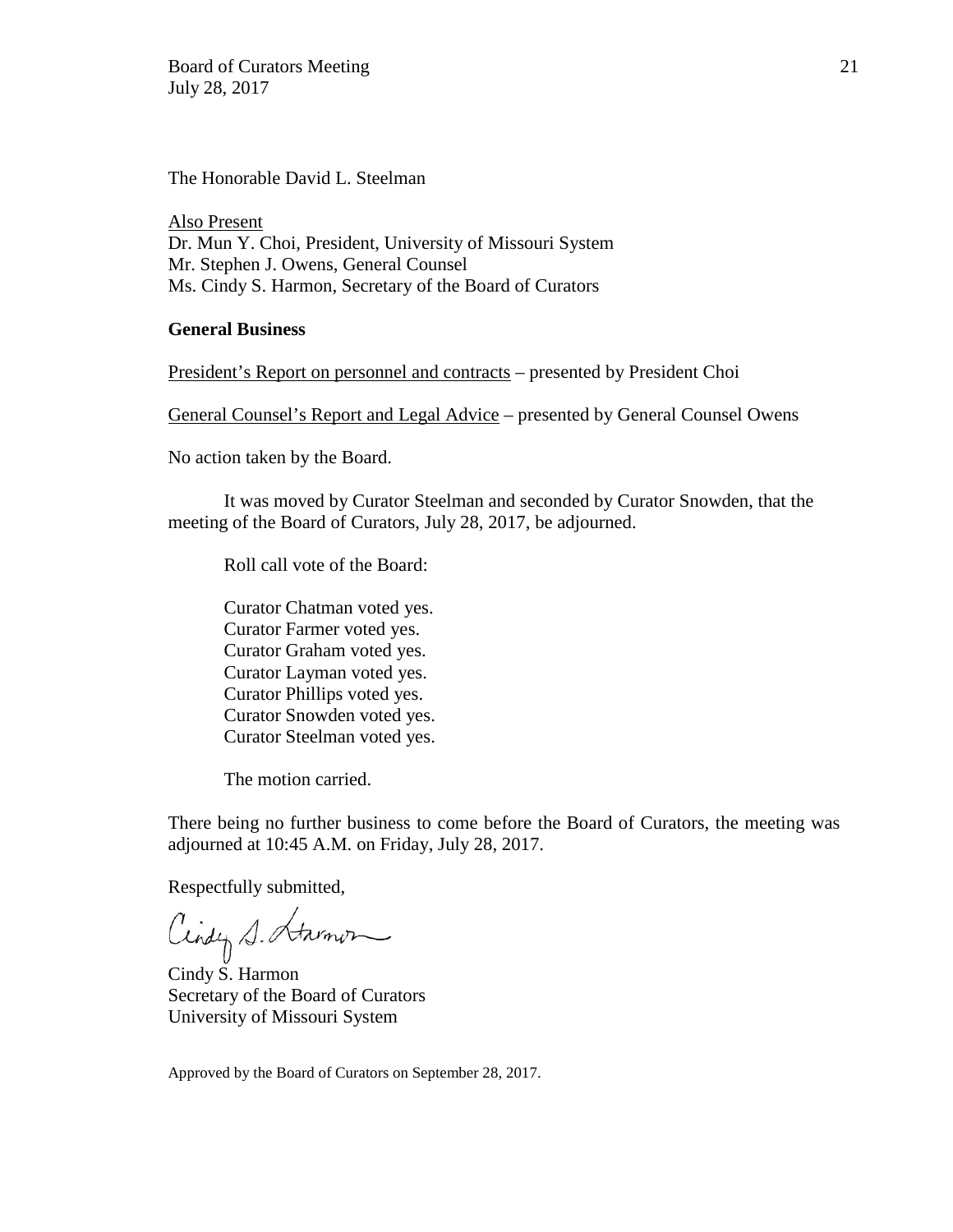The Honorable David L. Steelman

Also Present
Dr. Mun Y. Choi, President, University of Missouri System
Mr. Stephen J. Owens, General Counsel
Ms. Cindy S. Harmon, Secretary of the Board of Curators

**General Business**

President's Report on personnel and contracts – presented by President Choi

General Counsel's Report and Legal Advice – presented by General Counsel Owens

No action taken by the Board.

It was moved by Curator Steelman and seconded by Curator Snowden, that the meeting of the Board of Curators, July 28, 2017, be adjourned.

Roll call vote of the Board:

Curator Chatman voted yes.
Curator Farmer voted yes.
Curator Graham voted yes.
Curator Layman voted yes.
Curator Phillips voted yes.
Curator Snowden voted yes.
Curator Steelman voted yes.

The motion carried.

There being no further business to come before the Board of Curators, the meeting was adjourned at 10:45 A.M. on Friday, July 28, 2017.

Respectfully submitted,

Cindy S. Harmon
Secretary of the Board of Curators
University of Missouri System

Approved by the Board of Curators on September 28, 2017.